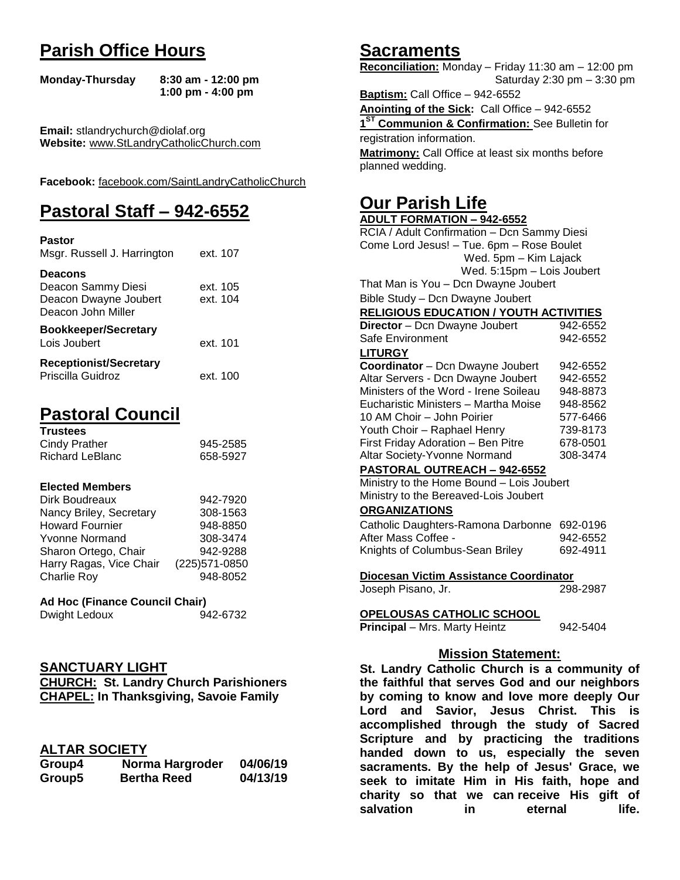# Parish Office Hours

| | |
|---|---|
| **Monday-Thursday** | **8:30 am - 12:00 pm** |
| | **1:00 pm - 4:00 pm** |

**Email:** stlandrychurch@diolaf.org
**Website:** www.StLandryCatholicChurch.com

**Facebook:** facebook.com/SaintLandryCatholicChurch

# Pastoral Staff – 942-6552

**Pastor**

| | |
|---|---|
| Msgr. Russell J. Harrington | ext. 107 |

**Deacons**

| | |
|---|---|
| Deacon Sammy Diesi | ext. 105 |
| Deacon Dwayne Joubert | ext. 104 |
| Deacon John Miller | |

**Bookkeeper/Secretary**

| | |
|---|---|
| Lois Joubert | ext. 101 |

**Receptionist/Secretary**

| | |
|---|---|
| Priscilla Guidroz | ext. 100 |

# Pastoral Council

**Trustees**

| | |
|---|---|
| Cindy Prather | 945-2585 |
| Richard LeBlanc | 658-5927 |

**Elected Members**

| | |
|---|---|
| Dirk Boudreaux | 942-7920 |
| Nancy Briley, Secretary | 308-1563 |
| Howard Fournier | 948-8850 |
| Yvonne Normand | 308-3474 |
| Sharon Ortego, Chair | 942-9288 |
| Harry Ragas, Vice Chair | (225)571-0850 |
| Charlie Roy | 948-8052 |

**Ad Hoc (Finance Council Chair)**

| | |
|---|---|
| Dwight Ledoux | 942-6732 |

## SANCTUARY LIGHT

**CHURCH: St. Landry Church Parishioners**
**CHAPEL: In Thanksgiving, Savoie Family**

## ALTAR SOCIETY

| | | |
|---|---|---|
| **Group4** | **Norma Hargroder** | **04/06/19** |
| **Group5** | **Bertha Reed** | **04/13/19** |

# Sacraments

**Reconciliation:** Monday – Friday 11:30 am – 12:00 pm
Saturday 2:30 pm – 3:30 pm

**Baptism:** Call Office – 942-6552

**Anointing of the Sick:** Call Office – 942-6552

**1ST Communion & Confirmation:** See Bulletin for registration information.

**Matrimony:** Call Office at least six months before planned wedding.

# Our Parish Life

**ADULT FORMATION – 942-6552**

RCIA / Adult Confirmation – Dcn Sammy Diesi
Come Lord Jesus! – Tue. 6pm – Rose Boulet
Wed. 5pm – Kim Lajack
Wed. 5:15pm – Lois Joubert
That Man is You – Dcn Dwayne Joubert
Bible Study – Dcn Dwayne Joubert

**RELIGIOUS EDUCATION / YOUTH ACTIVITIES**

| | |
|---|---|
| **Director** – Dcn Dwayne Joubert | 942-6552 |
| Safe Environment | 942-6552 |

**LITURGY**

| | |
|---|---|
| **Coordinator** – Dcn Dwayne Joubert | 942-6552 |
| Altar Servers - Dcn Dwayne Joubert | 942-6552 |
| Ministers of the Word - Irene Soileau | 948-8873 |
| Eucharistic Ministers – Martha Moise | 948-8562 |
| 10 AM Choir – John Poirier | 577-6466 |
| Youth Choir – Raphael Henry | 739-8173 |
| First Friday Adoration – Ben Pitre | 678-0501 |
| Altar Society-Yvonne Normand | 308-3474 |

**PASTORAL OUTREACH – 942-6552**

Ministry to the Home Bound – Lois Joubert
Ministry to the Bereaved-Lois Joubert

**ORGANIZATIONS**

| | |
|---|---|
| Catholic Daughters-Ramona Darbonne | 692-0196 |
| After Mass Coffee - | 942-6552 |
| Knights of Columbus-Sean Briley | 692-4911 |

**Diocesan Victim Assistance Coordinator**

| | |
|---|---|
| Joseph Pisano, Jr. | 298-2987 |

**OPELOUSAS CATHOLIC SCHOOL**

| | |
|---|---|
| **Principal** – Mrs. Marty Heintz | 942-5404 |

## Mission Statement:

**St. Landry Catholic Church is a community of the faithful that serves God and our neighbors by coming to know and love more deeply Our Lord and Savior, Jesus Christ. This is accomplished through the study of Sacred Scripture and by practicing the traditions handed down to us, especially the seven sacraments. By the help of Jesus' Grace, we seek to imitate Him in His faith, hope and charity so that we can receive His gift of salvation in eternal life.**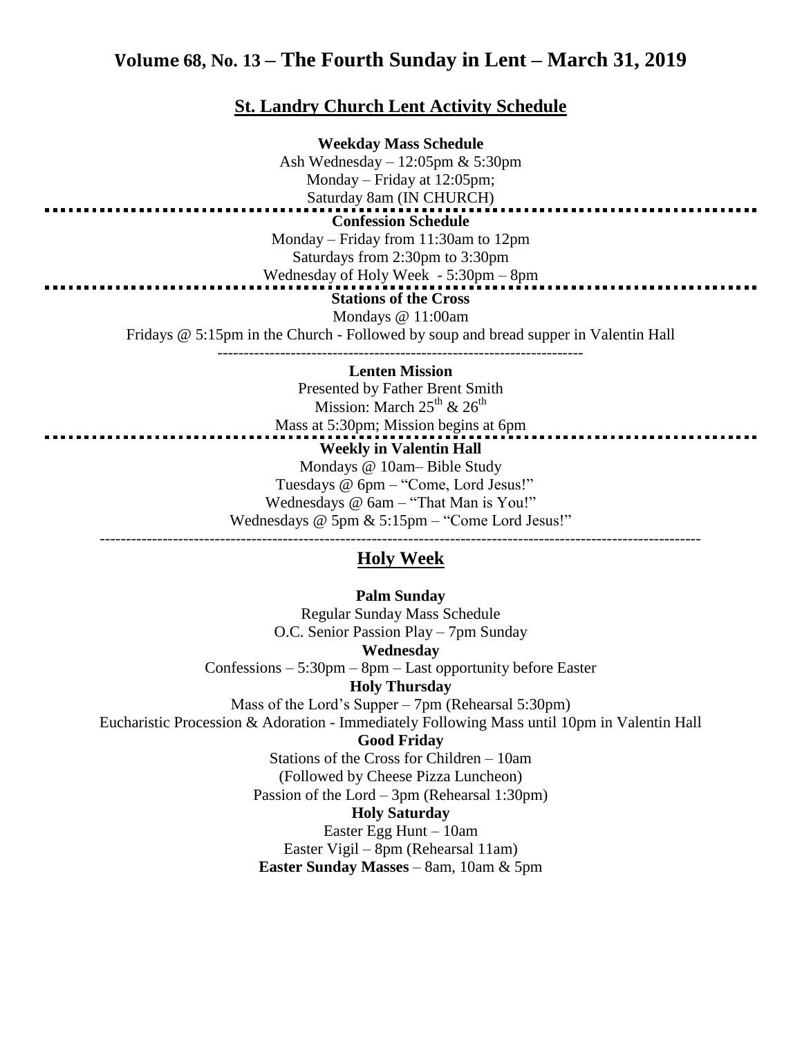## Volume 68, No. 13 – The Fourth Sunday in Lent – March 31, 2019

### St. Landry Church Lent Activity Schedule

**Weekday Mass Schedule**
Ash Wednesday – 12:05pm & 5:30pm
Monday – Friday at 12:05pm;
Saturday 8am (IN CHURCH)

**Confession Schedule**
Monday – Friday from 11:30am to 12pm
Saturdays from 2:30pm to 3:30pm
Wednesday of Holy Week - 5:30pm – 8pm

**Stations of the Cross**
Mondays @ 11:00am
Fridays @ 5:15pm in the Church - Followed by soup and bread supper in Valentin Hall

---

**Lenten Mission**
Presented by Father Brent Smith
Mission: March 25th & 26th
Mass at 5:30pm; Mission begins at 6pm

**Weekly in Valentin Hall**
Mondays @ 10am– Bible Study
Tuesdays @ 6pm – "Come, Lord Jesus!"
Wednesdays @ 6am – "That Man is You!"
Wednesdays @ 5pm & 5:15pm – "Come Lord Jesus!"

---

### Holy Week

**Palm Sunday**
Regular Sunday Mass Schedule
O.C. Senior Passion Play – 7pm Sunday

**Wednesday**
Confessions – 5:30pm – 8pm – Last opportunity before Easter

**Holy Thursday**
Mass of the Lord's Supper – 7pm (Rehearsal 5:30pm)
Eucharistic Procession & Adoration - Immediately Following Mass until 10pm in Valentin Hall

**Good Friday**
Stations of the Cross for Children – 10am
(Followed by Cheese Pizza Luncheon)
Passion of the Lord – 3pm (Rehearsal 1:30pm)

**Holy Saturday**
Easter Egg Hunt – 10am
Easter Vigil – 8pm (Rehearsal 11am)

**Easter Sunday Masses** – 8am, 10am & 5pm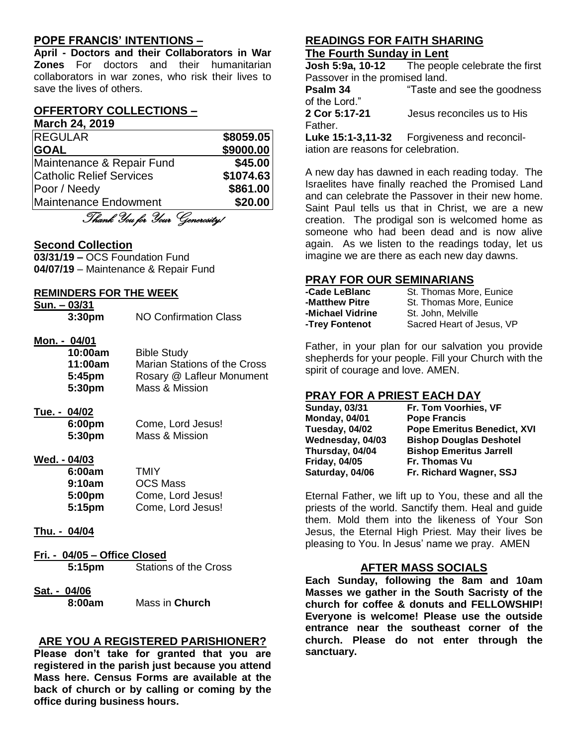## POPE FRANCIS' INTENTIONS –

**April - Doctors and their Collaborators in War Zones** For doctors and their humanitarian collaborators in war zones, who risk their lives to save the lives of others.

## OFFERTORY COLLECTIONS –

**March 24, 2019**

| | |
|---|---|
| REGULAR | **$8059.05** |
| **GOAL** | **$9000.00** |
| Maintenance & Repair Fund | **$45.00** |
| Catholic Relief Services | **$1074.63** |
| Poor / Needy | **$861.00** |
| Maintenance Endowment | **$20.00** |

*Thank You for Your Generosity!*

## Second Collection

**03/31/19 –** OCS Foundation Fund
**04/07/19** – Maintenance & Repair Fund

## REMINDERS FOR THE WEEK

**Sun. – 03/31**
**3:30pm** NO Confirmation Class

**Mon. - 04/01**
**10:00am** Bible Study
**11:00am** Marian Stations of the Cross
**5:45pm** Rosary @ Lafleur Monument
**5:30pm** Mass & Mission

**Tue. - 04/02**
**6:00pm** Come, Lord Jesus!
**5:30pm** Mass & Mission

**Wed. - 04/03**
**6:00am** TMIY
**9:10am** OCS Mass
**5:00pm** Come, Lord Jesus!
**5:15pm** Come, Lord Jesus!

**Thu. - 04/04**

**Fri. - 04/05 – Office Closed**
**5:15pm** Stations of the Cross

**Sat. - 04/06**
**8:00am** Mass in **Church**

## ARE YOU A REGISTERED PARISHIONER?

**Please don't take for granted that you are registered in the parish just because you attend Mass here. Census Forms are available at the back of church or by calling or coming by the office during business hours.**

## READINGS FOR FAITH SHARING

**The Fourth Sunday in Lent**

**Josh 5:9a, 10-12** The people celebrate the first Passover in the promised land.
**Psalm 34** "Taste and see the goodness of the Lord."
**2 Cor 5:17-21** Jesus reconciles us to His Father.
**Luke 15:1-3,11-32** Forgiveness and reconciliation are reasons for celebration.

A new day has dawned in each reading today. The Israelites have finally reached the Promised Land and can celebrate the Passover in their new home. Saint Paul tells us that in Christ, we are a new creation. The prodigal son is welcomed home as someone who had been dead and is now alive again. As we listen to the readings today, let us imagine we are there as each new day dawns.

## PRAY FOR OUR SEMINARIANS

| | |
|---|---|
| **-Cade LeBlanc** | St. Thomas More, Eunice |
| **-Matthew Pitre** | St. Thomas More, Eunice |
| **-Michael Vidrine** | St. John, Melville |
| **-Trey Fontenot** | Sacred Heart of Jesus, VP |

Father, in your plan for our salvation you provide shepherds for your people. Fill your Church with the spirit of courage and love. AMEN.

## PRAY FOR A PRIEST EACH DAY

| | |
|---|---|
| **Sunday, 03/31** | **Fr. Tom Voorhies, VF** |
| **Monday, 04/01** | **Pope Francis** |
| **Tuesday, 04/02** | **Pope Emeritus Benedict, XVI** |
| **Wednesday, 04/03** | **Bishop Douglas Deshotel** |
| **Thursday, 04/04** | **Bishop Emeritus Jarrell** |
| **Friday, 04/05** | **Fr. Thomas Vu** |
| **Saturday, 04/06** | **Fr. Richard Wagner, SSJ** |

Eternal Father, we lift up to You, these and all the priests of the world. Sanctify them. Heal and guide them. Mold them into the likeness of Your Son Jesus, the Eternal High Priest. May their lives be pleasing to You. In Jesus' name we pray. AMEN

## AFTER MASS SOCIALS

**Each Sunday, following the 8am and 10am Masses we gather in the South Sacristy of the church for coffee & donuts and FELLOWSHIP! Everyone is welcome! Please use the outside entrance near the southeast corner of the church. Please do not enter through the sanctuary.**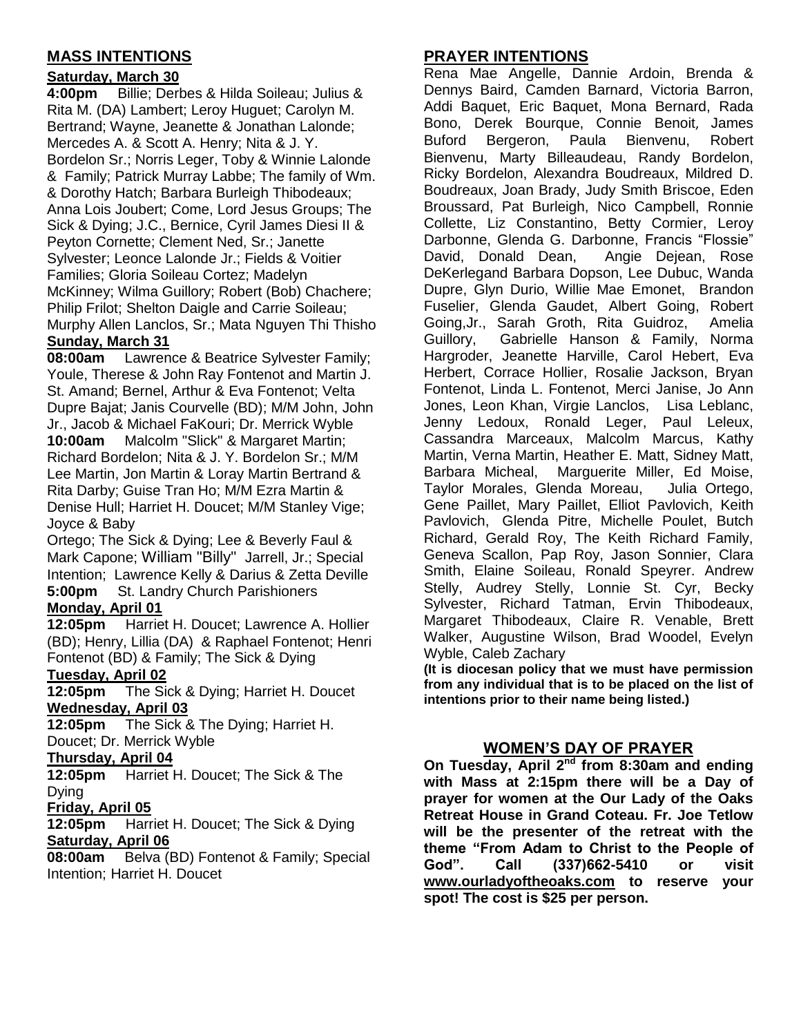## MASS INTENTIONS

**Saturday, March 30**

**4:00pm** Billie; Derbes & Hilda Soileau; Julius & Rita M. (DA) Lambert; Leroy Huguet; Carolyn M. Bertrand; Wayne, Jeanette & Jonathan Lalonde; Mercedes A. & Scott A. Henry; Nita & J. Y. Bordelon Sr.; Norris Leger, Toby & Winnie Lalonde & Family; Patrick Murray Labbe; The family of Wm. & Dorothy Hatch; Barbara Burleigh Thibodeaux; Anna Lois Joubert; Come, Lord Jesus Groups; The Sick & Dying; J.C., Bernice, Cyril James Diesi II & Peyton Cornette; Clement Ned, Sr.; Janette Sylvester; Leonce Lalonde Jr.; Fields & Voitier Families; Gloria Soileau Cortez; Madelyn McKinney; Wilma Guillory; Robert (Bob) Chachere; Philip Frilot; Shelton Daigle and Carrie Soileau; Murphy Allen Lanclos, Sr.; Mata Nguyen Thi Thisho

**Sunday, March 31**

**08:00am** Lawrence & Beatrice Sylvester Family; Youle, Therese & John Ray Fontenot and Martin J. St. Amand; Bernel, Arthur & Eva Fontenot; Velta Dupre Bajat; Janis Courvelle (BD); M/M John, John Jr., Jacob & Michael FaKouri; Dr. Merrick Wyble

**10:00am** Malcolm "Slick" & Margaret Martin; Richard Bordelon; Nita & J. Y. Bordelon Sr.; M/M Lee Martin, Jon Martin & Loray Martin Bertrand & Rita Darby; Guise Tran Ho; M/M Ezra Martin & Denise Hull; Harriet H. Doucet; M/M Stanley Vige; Joyce & Baby Ortego; The Sick & Dying; Lee & Beverly Faul & Mark Capone; William "Billy" Jarrell, Jr.; Special Intention; Lawrence Kelly & Darius & Zetta Deville

**5:00pm** St. Landry Church Parishioners

**Monday, April 01**

**12:05pm** Harriet H. Doucet; Lawrence A. Hollier (BD); Henry, Lillia (DA) & Raphael Fontenot; Henri Fontenot (BD) & Family; The Sick & Dying

**Tuesday, April 02**

**12:05pm** The Sick & Dying; Harriet H. Doucet

**Wednesday, April 03**

**12:05pm** The Sick & The Dying; Harriet H. Doucet; Dr. Merrick Wyble

**Thursday, April 04**

**12:05pm** Harriet H. Doucet; The Sick & The Dying

**Friday, April 05**

**12:05pm** Harriet H. Doucet; The Sick & Dying

**Saturday, April 06**

**08:00am** Belva (BD) Fontenot & Family; Special Intention; Harriet H. Doucet

## PRAYER INTENTIONS

Rena Mae Angelle, Dannie Ardoin, Brenda & Dennys Baird, Camden Barnard, Victoria Barron, Addi Baquet, Eric Baquet, Mona Bernard, Rada Bono, Derek Bourque, Connie Benoit, James Buford Bergeron, Paula Bienvenu, Robert Bienvenu, Marty Billeaudeau, Randy Bordelon, Ricky Bordelon, Alexandra Boudreaux, Mildred D. Boudreaux, Joan Brady, Judy Smith Briscoe, Eden Broussard, Pat Burleigh, Nico Campbell, Ronnie Collette, Liz Constantino, Betty Cormier, Leroy Darbonne, Glenda G. Darbonne, Francis "Flossie" David, Donald Dean, Angie Dejean, Rose DeKerlegand Barbara Dopson, Lee Dubuc, Wanda Dupre, Glyn Durio, Willie Mae Emonet, Brandon Fuselier, Glenda Gaudet, Albert Going, Robert Going,Jr., Sarah Groth, Rita Guidroz, Amelia Guillory, Gabrielle Hanson & Family, Norma Hargroder, Jeanette Harville, Carol Hebert, Eva Herbert, Corrace Hollier, Rosalie Jackson, Bryan Fontenot, Linda L. Fontenot, Merci Janise, Jo Ann Jones, Leon Khan, Virgie Lanclos, Lisa Leblanc, Jenny Ledoux, Ronald Leger, Paul Leleux, Cassandra Marceaux, Malcolm Marcus, Kathy Martin, Verna Martin, Heather E. Matt, Sidney Matt, Barbara Micheal, Marguerite Miller, Ed Moise, Taylor Morales, Glenda Moreau, Julia Ortego, Gene Paillet, Mary Paillet, Elliot Pavlovich, Keith Pavlovich, Glenda Pitre, Michelle Poulet, Butch Richard, Gerald Roy, The Keith Richard Family, Geneva Scallon, Pap Roy, Jason Sonnier, Clara Smith, Elaine Soileau, Ronald Speyrer. Andrew Stelly, Audrey Stelly, Lonnie St. Cyr, Becky Sylvester, Richard Tatman, Ervin Thibodeaux, Margaret Thibodeaux, Claire R. Venable, Brett Walker, Augustine Wilson, Brad Woodel, Evelyn Wyble, Caleb Zachary

**(It is diocesan policy that we must have permission from any individual that is to be placed on the list of intentions prior to their name being listed.)**

## WOMEN'S DAY OF PRAYER

**On Tuesday, April 2nd from 8:30am and ending with Mass at 2:15pm there will be a Day of prayer for women at the Our Lady of the Oaks Retreat House in Grand Coteau. Fr. Joe Tetlow will be the presenter of the retreat with the theme "From Adam to Christ to the People of God". Call (337)662-5410 or visit www.ourladyoftheoaks.com to reserve your spot! The cost is $25 per person.**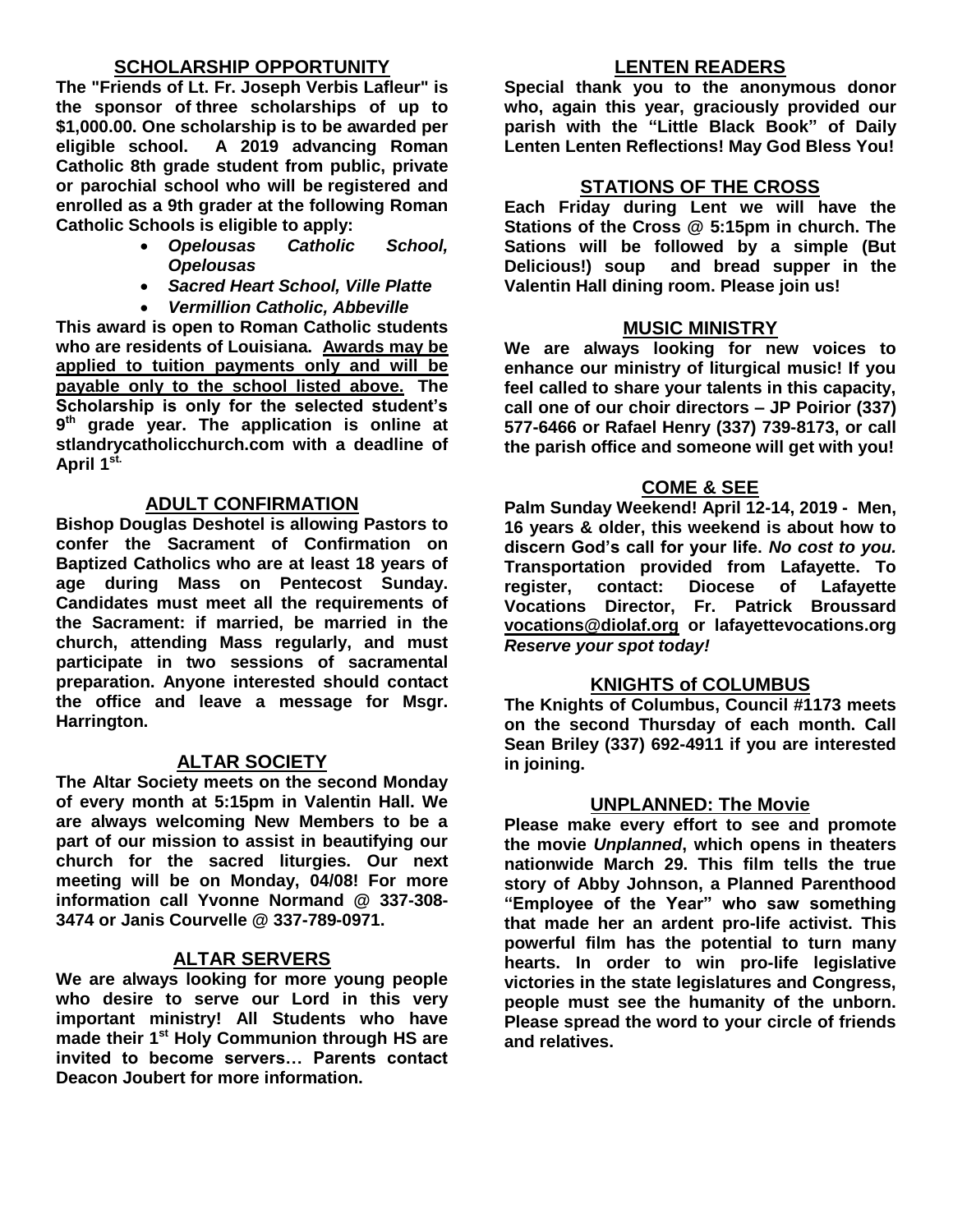## SCHOLARSHIP OPPORTUNITY

**The "Friends of Lt. Fr. Joseph Verbis Lafleur" is the sponsor of three scholarships of up to $1,000.00. One scholarship is to be awarded per eligible school. A 2019 advancing Roman Catholic 8th grade student from public, private or parochial school who will be registered and enrolled as a 9th grader at the following Roman Catholic Schools is eligible to apply:**

- ***Opelousas Catholic School, Opelousas***
- ***Sacred Heart School, Ville Platte***
- ***Vermillion Catholic, Abbeville***

**This award is open to Roman Catholic students who are residents of Louisiana. Awards may be applied to tuition payments only and will be payable only to the school listed above. The Scholarship is only for the selected student's 9th grade year. The application is online at stlandrycatholicchurch.com with a deadline of April 1st.**

## ADULT CONFIRMATION

**Bishop Douglas Deshotel is allowing Pastors to confer the Sacrament of Confirmation on Baptized Catholics who are at least 18 years of age during Mass on Pentecost Sunday. Candidates must meet all the requirements of the Sacrament: if married, be married in the church, attending Mass regularly, and must participate in two sessions of sacramental preparation. Anyone interested should contact the office and leave a message for Msgr. Harrington.**

## ALTAR SOCIETY

**The Altar Society meets on the second Monday of every month at 5:15pm in Valentin Hall. We are always welcoming New Members to be a part of our mission to assist in beautifying our church for the sacred liturgies. Our next meeting will be on Monday, 04/08! For more information call Yvonne Normand @ 337-308-3474 or Janis Courvelle @ 337-789-0971.**

## ALTAR SERVERS

**We are always looking for more young people who desire to serve our Lord in this very important ministry! All Students who have made their 1st Holy Communion through HS are invited to become servers… Parents contact Deacon Joubert for more information.**

## LENTEN READERS

**Special thank you to the anonymous donor who, again this year, graciously provided our parish with the "Little Black Book" of Daily Lenten Lenten Reflections! May God Bless You!**

## STATIONS OF THE CROSS

**Each Friday during Lent we will have the Stations of the Cross @ 5:15pm in church. The Sations will be followed by a simple (But Delicious!) soup and bread supper in the Valentin Hall dining room. Please join us!**

## MUSIC MINISTRY

**We are always looking for new voices to enhance our ministry of liturgical music! If you feel called to share your talents in this capacity, call one of our choir directors – JP Poirior (337) 577-6466 or Rafael Henry (337) 739-8173, or call the parish office and someone will get with you!**

## COME & SEE

**Palm Sunday Weekend! April 12-14, 2019 - Men, 16 years & older, this weekend is about how to discern God's call for your life. *No cost to you.* Transportation provided from Lafayette. To register, contact: Diocese of Lafayette Vocations Director, Fr. Patrick Broussard vocations@diolaf.org or lafayettevocations.org *Reserve your spot today!***

## KNIGHTS of COLUMBUS

**The Knights of Columbus, Council #1173 meets on the second Thursday of each month. Call Sean Briley (337) 692-4911 if you are interested in joining.**

## UNPLANNED: The Movie

**Please make every effort to see and promote the movie *Unplanned*, which opens in theaters nationwide March 29. This film tells the true story of Abby Johnson, a Planned Parenthood "Employee of the Year" who saw something that made her an ardent pro-life activist. This powerful film has the potential to turn many hearts. In order to win pro-life legislative victories in the state legislatures and Congress, people must see the humanity of the unborn. Please spread the word to your circle of friends and relatives.**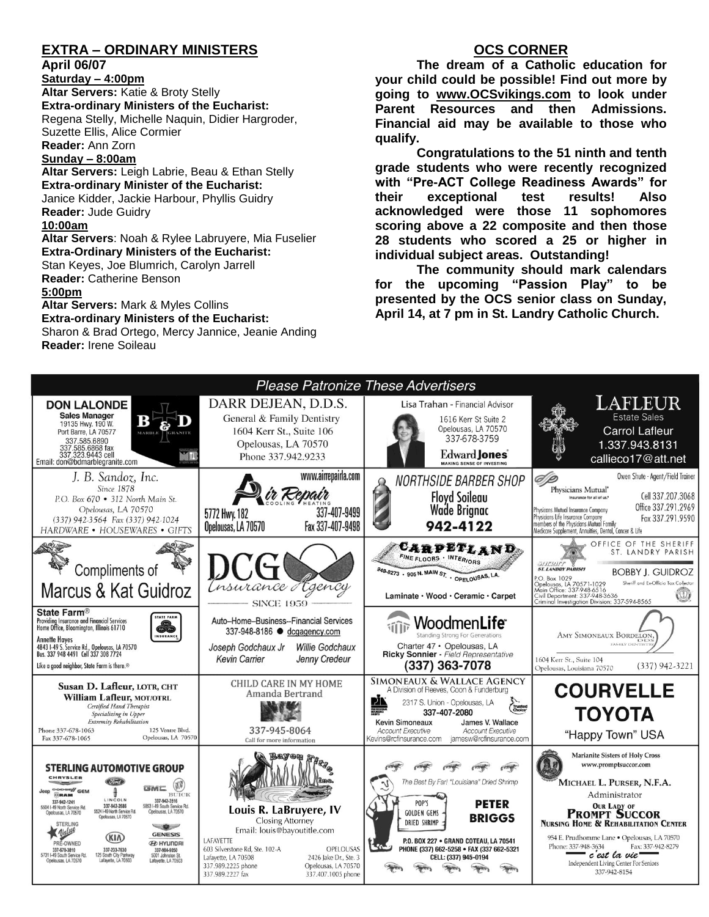## EXTRA – ORDINARY MINISTERS

**April 06/07**

**Saturday – 4:00pm**

**Altar Servers:** Katie & Broty Stelly

**Extra-ordinary Ministers of the Eucharist:** Regena Stelly, Michelle Naquin, Didier Hargroder, Suzette Ellis, Alice Cormier

**Reader:** Ann Zorn

**Sunday – 8:00am**

**Altar Servers:** Leigh Labrie, Beau & Ethan Stelly

**Extra-ordinary Minister of the Eucharist:** Janice Kidder, Jackie Harbour, Phyllis Guidry

**Reader:** Jude Guidry

**10:00am**

**Altar Servers**: Noah & Rylee Labruyere, Mia Fuselier

**Extra-Ordinary Ministers of the Eucharist:** Stan Keyes, Joe Blumrich, Carolyn Jarrell

**Reader:** Catherine Benson

**5:00pm**

**Altar Servers:** Mark & Myles Collins

**Extra-ordinary Ministers of the Eucharist:** Sharon & Brad Ortego, Mercy Jannice, Jeanie Anding

**Reader:** Irene Soileau

## OCS CORNER

**The dream of a Catholic education for your child could be possible! Find out more by going to www.OCSvikings.com to look under Parent Resources and then Admissions. Financial aid may be available to those who qualify.**

**Congratulations to the 51 ninth and tenth grade students who were recently recognized with "Pre-ACT College Readiness Awards" for their exceptional test results! Also acknowledged were those 11 sophomores scoring above a 22 composite and then those 28 students who scored a 25 or higher in individual subject areas. Outstanding!**

**The community should mark calendars for the upcoming "Passion Play" to be presented by the OCS senior class on Sunday, April 14, at 7 pm in St. Landry Catholic Church.**

## Please Patronize These Advertisers

**DON LALONDE** Sales Manager, B&D Marble Granite, 19135 Hwy. 190 W., Port Barre, LA 70577, 337.585.6890, 337.585.6868 fax, 337.323.9443 cell, Email: don@bdmarblegranite.com

**DARR DEJEAN, D.D.S.** General & Family Dentistry, 1604 Kerr St., Suite 106, Opelousas, LA 70570, Phone 337.942.9233

**Lisa Trahan** - Financial Advisor, 1616 Kerr St Suite 2, Opelousas, LA 70570, 337-678-3759, Edward Jones – Making Sense of Investing

**LAFLEUR Estate Sales** – Carrol Lafleur, 1.337.943.8131, callieco17@att.net

**J. B. Sandoz, Inc.** Since 1878, P.O. Box 670 • 312 North Main St., Opelousas, LA 70570, (337) 942-3564 Fax (337) 942-1024, HARDWARE • HOUSEWARES • GIFTS

**Air Repair** Cooling • Heating, www.airrepairla.com, 5772 Hwy. 182, Opelousas, LA 70570, 337-407-9499, Fax 337-407-9498

**NORTHSIDE BARBER SHOP** Floyd Soileau, Wade Brignac, 942-4122

**Physicians Mutual** – Owen Shute - Agent/Field Trainer, Cell 337.207.3068, Office 337.291.2969, Fax 337.291.9590. Physicians Mutual Insurance Company, Physicians Life Insurance Company, members of the Physicians Mutual Family. Medicare Supplement, Annuities, Dental, Cancer & Life

**Compliments of Marcus & Kat Guidroz**

**DCG Insurance Agency** – Since 1959

**CARPETLAND** Fine Floors • Interiors, 948-8273 • 905 N. Main St. • Opelousas, LA. Laminate • Wood • Ceramic • Carpet

**OFFICE OF THE SHERIFF ST. LANDRY PARISH** – BOBBY J. GUIDROZ, Sheriff and Ex-Officio Tax Collector, P.O. Box 1029, Opelousas, LA 70571-1029, Main Office: 337-948-6516, Civil Department: 337-948-3636, Criminal Investigation Division: 337-594-8565

**State Farm** – Providing Insurance and Financial Services, Home Office, Bloomington, Illinois 61710. Annette Hayes, 4843 I-49 S. Service Rd., Opelousas, LA 70570, Bus. 337 948 4491 Cell 337 308 7724. Like a good neighbor, State Farm is there.

**Auto–Home–Business--Financial Services** 337-948-8186 ● dcgagency.com – Joseph Godchaux Jr, Willie Godchaux, Kevin Carrier, Jenny Credeur

**WoodmenLife** Standing Strong For Generations, Charter 47 • Opelousas, LA, Ricky Sonnier - Field Representative, (337) 363-7078

**Amy Simoneaux Bordelon, DDS** Family Dentistry, 1604 Kerr St., Suite 104, Opelousas, Louisiana 70570, (337) 942-3221

**Susan D. Lafleur, LOTR, CHT** / **William Lafleur, MOT/OTRL** – Certified Hand Therapist, Specializing in Upper Extremity Rehabilitation, Phone 337-678-1063, Fax 337-678-1065, 125 Ventre Blvd., Opelousas, LA 70570

**CHILD CARE IN MY HOME** Amanda Bertrand, 337-945-8064, Call for more information

**SIMONEAUX & WALLACE AGENCY** A Division of Reeves, Coon & Funderburg, 2317 S. Union - Opelousas, LA, 337-407-2080. Kevin Simoneaux, Account Executive, Kevins@rcfinsurance.com; James V. Wallace, Account Executive, jamesw@rcfinsurance.com

**COURVELLE TOYOTA** "Happy Town" USA

**STERLING AUTOMOTIVE GROUP** – Chrysler Jeep Dodge Ram: 337-942-1241, 5504 I-49 North Service Rd., Opelousas, LA 70570; Ford Lincoln: 337-942-2686, 5524 I-49 North Service Rd., Opelousas, LA 70570; GMC Buick: 337-942-3516, 5853 I-49 South Service Rd., Opelousas, LA 70570; Sterling Value Pre-Owned: 337-678-3810, 5731 I-49 South Service Rd., Opelousas, LA 70570; Kia: 337-233-7630, 125 South City Parkway, Lafayette, LA 70503; Genesis Hyundai: 337-984-9850, 5001 Johnston St., Lafayette, LA 70503

**Bayou Title, Inc.** – Louis R. LaBruyere, IV, Closing Attorney, Email: louis@bayoutitle.com. Lafayette: 603 Silverstone Rd, Ste. 102-A, Lafayette, LA 70508, 337.989.2225 phone, 337.989.2227 fax. Opelousas: 2426 Jake Dr., Ste. 3, Opelousas, LA 70570, 337.407.1005 phone

**The Best By Far! "Louisiana" Dried Shrimp** – Pop's Golden Gems Dried Shrimp – PETER BRIGGS, P.O. Box 227 • Grand Coteau, LA 70541, Phone (337) 662-5258 • Fax (337) 662-5321, Cell: (337) 945-0194

**Marianite Sisters of Holy Cross** www.promptsuccor.com – MICHAEL L. PURSER, N.F.A., Administrator, OUR LADY OF PROMPT SUCCOR NURSING HOME & REHABILITATION CENTER, 954 E. Prudhomme Lane • Opelousas, LA 70570, Phone: 337-948-3634 Fax: 337-942-8279. c'est la vie – Independent Living Center For Seniors, 337-942-8154